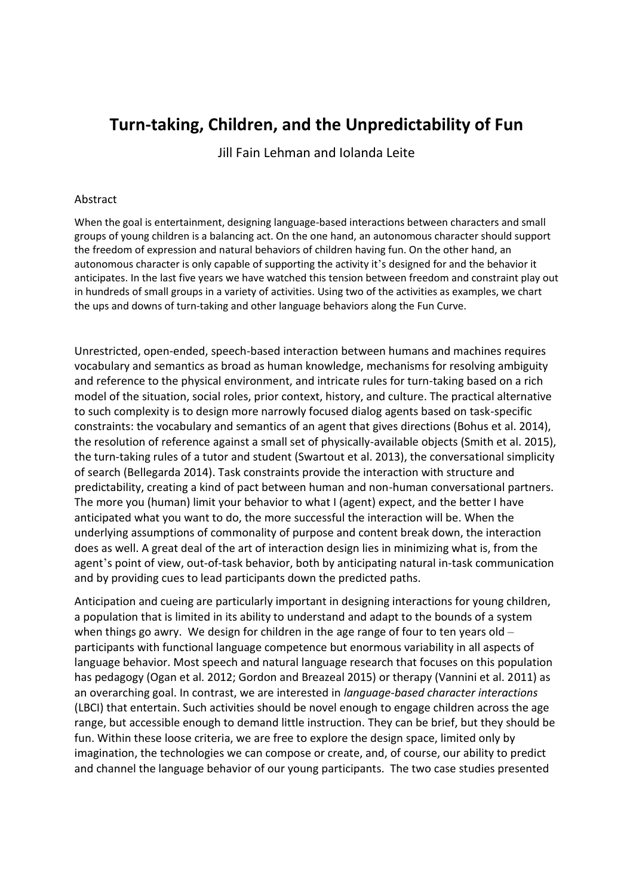# Turn-taking, Children, and the Unpredictability of Fun

Jill Fain Lehman and Iolanda Leite

## Abstract

When the goal is entertainment, designing language-based interactions between characters and small groups of young children is a balancing act. On the one hand, an autonomous character should support the freedom of expression and natural behaviors of children having fun. On the other hand, an autonomous character is only capable of supporting the activity it's designed for and the behavior it anticipates. In the last five years we have watched this tension between freedom and constraint play out in hundreds of small groups in a variety of activities. Using two of the activities as examples, we chart the ups and downs of turn-taking and other language behaviors along the Fun Curve.

Unrestricted, open-ended, speech-based interaction between humans and machines requires vocabulary and semantics as broad as human knowledge, mechanisms for resolving ambiguity and reference to the physical environment, and intricate rules for turn-taking based on a rich model of the situation, social roles, prior context, history, and culture. The practical alternative to such complexity is to design more narrowly focused dialog agents based on task-specific constraints: the vocabulary and semantics of an agent that gives directions (Bohus et al. 2014), the resolution of reference against a small set of physically-available objects (Smith et al. 2015), the turn-taking rules of a tutor and student (Swartout et al. 2013), the conversational simplicity of search (Bellegarda 2014). Task constraints provide the interaction with structure and predictability, creating a kind of pact between human and non-human conversational partners. The more you (human) limit your behavior to what I (agent) expect, and the better I have anticipated what you want to do, the more successful the interaction will be. When the underlying assumptions of commonality of purpose and content break down, the interaction does as well. A great deal of the art of interaction design lies in minimizing what is, from the agent's point of view, out-of-task behavior, both by anticipating natural in-task communication and by providing cues to lead participants down the predicted paths.

Anticipation and cueing are particularly important in designing interactions for young children, a population that is limited in its ability to understand and adapt to the bounds of a system when things go awry. We design for children in the age range of four to ten years old – participants with functional language competence but enormous variability in all aspects of language behavior. Most speech and natural language research that focuses on this population has pedagogy (Ogan et al. 2012; Gordon and Breazeal 2015) or therapy (Vannini et al. 2011) as an overarching goal. In contrast, we are interested in *language-based character interactions* (LBCI) that entertain. Such activities should be novel enough to engage children across the age range, but accessible enough to demand little instruction. They can be brief, but they should be fun. Within these loose criteria, we are free to explore the design space, limited only by imagination, the technologies we can compose or create, and, of course, our ability to predict and channel the language behavior of our young participants. The two case studies presented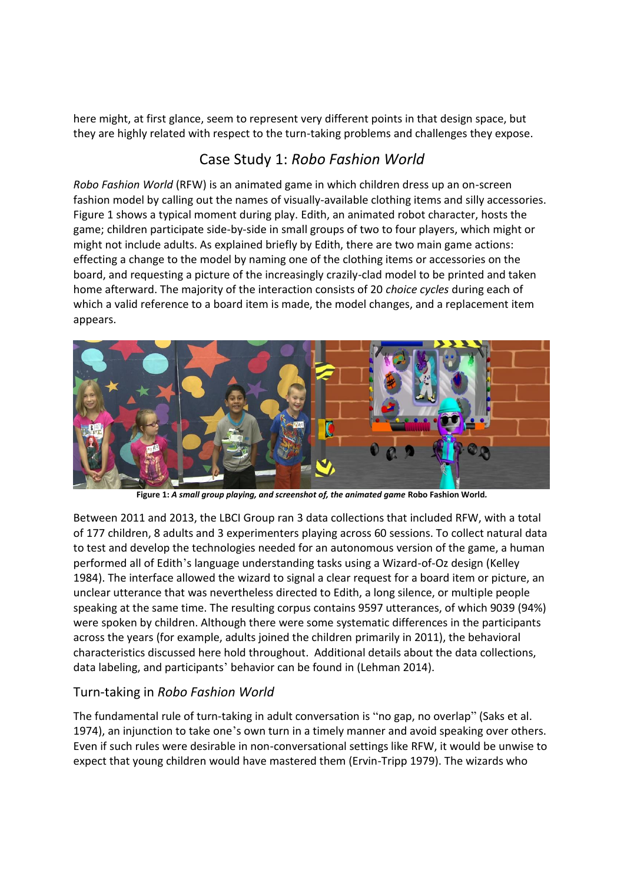here might, at first glance, seem to represent very different points in that design space, but they are highly related with respect to the turn-taking problems and challenges they expose.

## Case Study 1: *Robo Fashion World*

*Robo Fashion World* (RFW) is an animated game in which children dress up an on-screen fashion model by calling out the names of visually-available clothing items and silly accessories. Figure 1 shows a typical moment during play. Edith, an animated robot character, hosts the game; children participate side-by-side in small groups of two to four players, which might or might not include adults. As explained briefly by Edith, there are two main game actions: effecting a change to the model by naming one of the clothing items or accessories on the board, and requesting a picture of the increasingly crazily-clad model to be printed and taken home afterward. The majority of the interaction consists of 20 *choice cycles* during each of which a valid reference to a board item is made, the model changes, and a replacement item appears.

**Figure 1:** ***A small group playing, and screenshot of, the animated game*** **Robo Fashion World.**

Between 2011 and 2013, the LBCI Group ran 3 data collections that included RFW, with a total of 177 children, 8 adults and 3 experimenters playing across 60 sessions. To collect natural data to test and develop the technologies needed for an autonomous version of the game, a human performed all of Edith's language understanding tasks using a Wizard-of-Oz design (Kelley 1984). The interface allowed the wizard to signal a clear request for a board item or picture, an unclear utterance that was nevertheless directed to Edith, a long silence, or multiple people speaking at the same time. The resulting corpus contains 9597 utterances, of which 9039 (94%) were spoken by children. Although there were some systematic differences in the participants across the years (for example, adults joined the children primarily in 2011), the behavioral characteristics discussed here hold throughout. Additional details about the data collections, data labeling, and participants' behavior can be found in (Lehman 2014).

### Turn-taking in *Robo Fashion World*

The fundamental rule of turn-taking in adult conversation is "no gap, no overlap" (Saks et al. 1974), an injunction to take one's own turn in a timely manner and avoid speaking over others. Even if such rules were desirable in non-conversational settings like RFW, it would be unwise to expect that young children would have mastered them (Ervin-Tripp 1979). The wizards who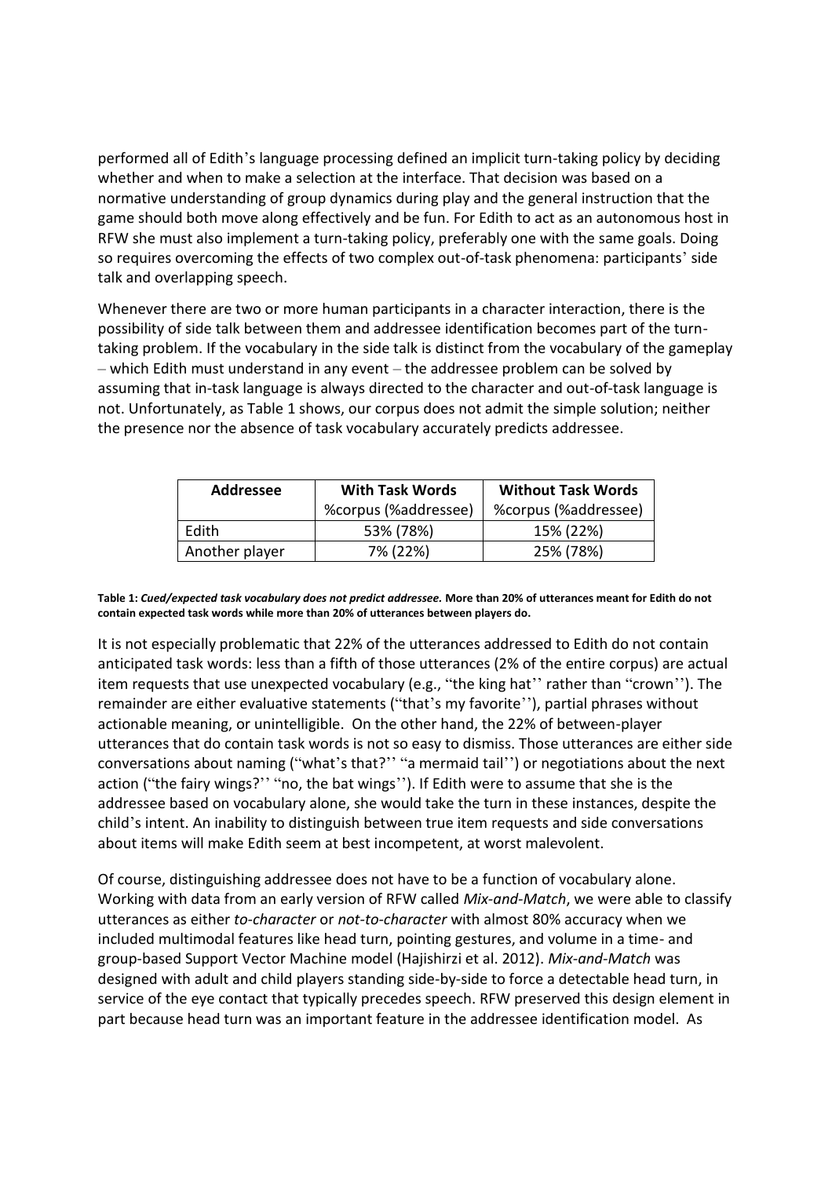performed all of Edith's language processing defined an implicit turn-taking policy by deciding whether and when to make a selection at the interface. That decision was based on a normative understanding of group dynamics during play and the general instruction that the game should both move along effectively and be fun. For Edith to act as an autonomous host in RFW she must also implement a turn-taking policy, preferably one with the same goals. Doing so requires overcoming the effects of two complex out-of-task phenomena: participants' side talk and overlapping speech.

Whenever there are two or more human participants in a character interaction, there is the possibility of side talk between them and addressee identification becomes part of the turn-taking problem. If the vocabulary in the side talk is distinct from the vocabulary of the gameplay – which Edith must understand in any event – the addressee problem can be solved by assuming that in-task language is always directed to the character and out-of-task language is not. Unfortunately, as Table 1 shows, our corpus does not admit the simple solution; neither the presence nor the absence of task vocabulary accurately predicts addressee.

| **Addressee** | **With Task Words** %corpus (%addressee) | **Without Task Words** %corpus (%addressee) |
|---|---|---|
| Edith | 53% (78%) | 15% (22%) |
| Another player | 7% (22%) | 25% (78%) |

**Table 1: *Cued/expected task vocabulary does not predict addressee.* More than 20% of utterances meant for Edith do not contain expected task words while more than 20% of utterances between players do.**

It is not especially problematic that 22% of the utterances addressed to Edith do not contain anticipated task words: less than a fifth of those utterances (2% of the entire corpus) are actual item requests that use unexpected vocabulary (e.g., "the king hat'' rather than "crown''). The remainder are either evaluative statements ("that's my favorite''), partial phrases without actionable meaning, or unintelligible. On the other hand, the 22% of between-player utterances that do contain task words is not so easy to dismiss. Those utterances are either side conversations about naming ("what's that?'' "a mermaid tail'') or negotiations about the next action ("the fairy wings?'' "no, the bat wings''). If Edith were to assume that she is the addressee based on vocabulary alone, she would take the turn in these instances, despite the child's intent. An inability to distinguish between true item requests and side conversations about items will make Edith seem at best incompetent, at worst malevolent.

Of course, distinguishing addressee does not have to be a function of vocabulary alone. Working with data from an early version of RFW called *Mix-and-Match*, we were able to classify utterances as either *to-character* or *not-to-character* with almost 80% accuracy when we included multimodal features like head turn, pointing gestures, and volume in a time- and group-based Support Vector Machine model (Hajishirzi et al. 2012). *Mix-and-Match* was designed with adult and child players standing side-by-side to force a detectable head turn, in service of the eye contact that typically precedes speech. RFW preserved this design element in part because head turn was an important feature in the addressee identification model. As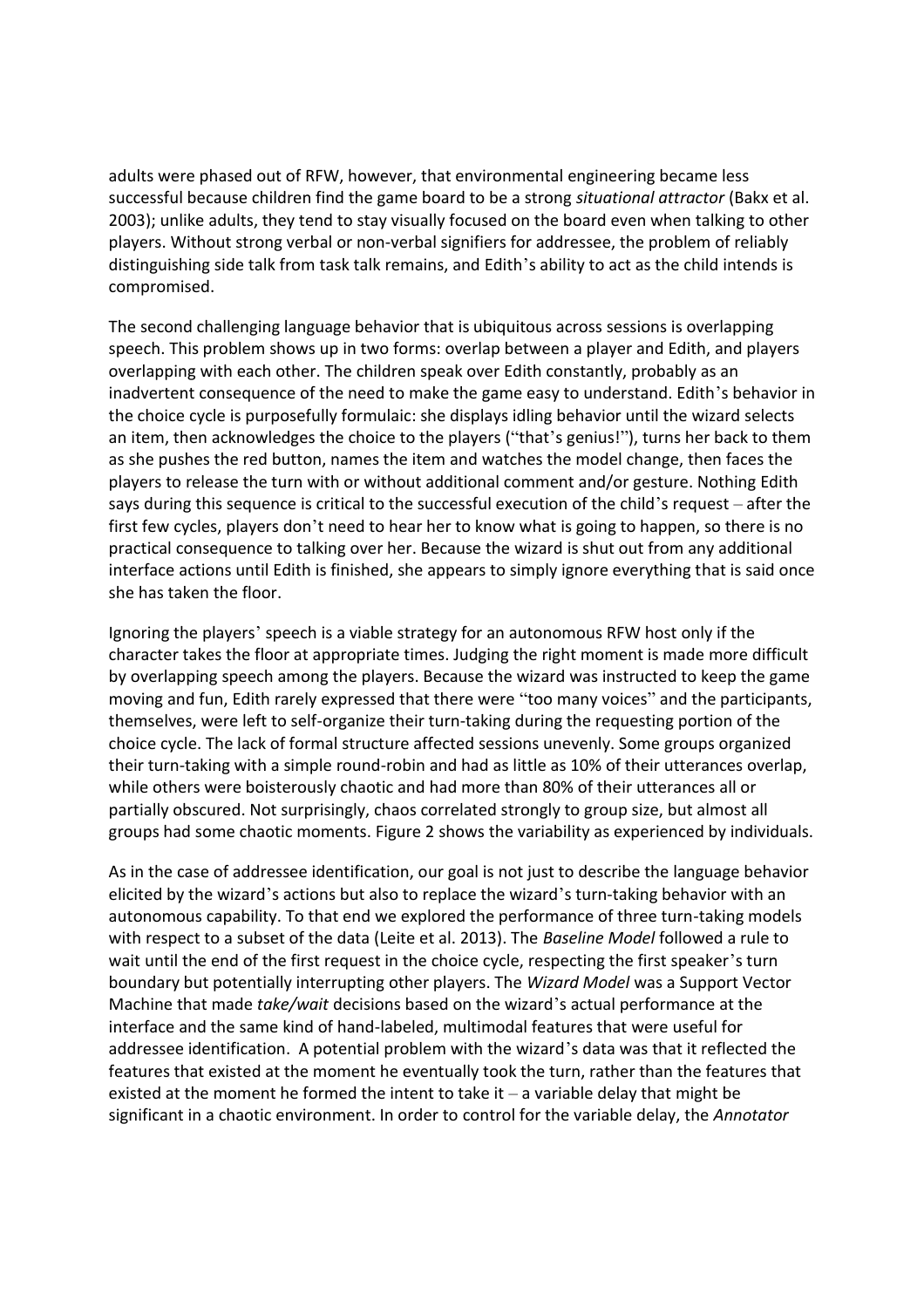adults were phased out of RFW, however, that environmental engineering became less successful because children find the game board to be a strong *situational attractor* (Bakx et al. 2003); unlike adults, they tend to stay visually focused on the board even when talking to other players. Without strong verbal or non-verbal signifiers for addressee, the problem of reliably distinguishing side talk from task talk remains, and Edith's ability to act as the child intends is compromised.

The second challenging language behavior that is ubiquitous across sessions is overlapping speech. This problem shows up in two forms: overlap between a player and Edith, and players overlapping with each other. The children speak over Edith constantly, probably as an inadvertent consequence of the need to make the game easy to understand. Edith's behavior in the choice cycle is purposefully formulaic: she displays idling behavior until the wizard selects an item, then acknowledges the choice to the players ("that's genius!"), turns her back to them as she pushes the red button, names the item and watches the model change, then faces the players to release the turn with or without additional comment and/or gesture. Nothing Edith says during this sequence is critical to the successful execution of the child's request – after the first few cycles, players don't need to hear her to know what is going to happen, so there is no practical consequence to talking over her. Because the wizard is shut out from any additional interface actions until Edith is finished, she appears to simply ignore everything that is said once she has taken the floor.

Ignoring the players' speech is a viable strategy for an autonomous RFW host only if the character takes the floor at appropriate times. Judging the right moment is made more difficult by overlapping speech among the players. Because the wizard was instructed to keep the game moving and fun, Edith rarely expressed that there were "too many voices" and the participants, themselves, were left to self-organize their turn-taking during the requesting portion of the choice cycle. The lack of formal structure affected sessions unevenly. Some groups organized their turn-taking with a simple round-robin and had as little as 10% of their utterances overlap, while others were boisterously chaotic and had more than 80% of their utterances all or partially obscured. Not surprisingly, chaos correlated strongly to group size, but almost all groups had some chaotic moments. Figure 2 shows the variability as experienced by individuals.

As in the case of addressee identification, our goal is not just to describe the language behavior elicited by the wizard's actions but also to replace the wizard's turn-taking behavior with an autonomous capability. To that end we explored the performance of three turn-taking models with respect to a subset of the data (Leite et al. 2013). The *Baseline Model* followed a rule to wait until the end of the first request in the choice cycle, respecting the first speaker's turn boundary but potentially interrupting other players. The *Wizard Model* was a Support Vector Machine that made *take/wait* decisions based on the wizard's actual performance at the interface and the same kind of hand-labeled, multimodal features that were useful for addressee identification. A potential problem with the wizard's data was that it reflected the features that existed at the moment he eventually took the turn, rather than the features that existed at the moment he formed the intent to take it – a variable delay that might be significant in a chaotic environment. In order to control for the variable delay, the *Annotator*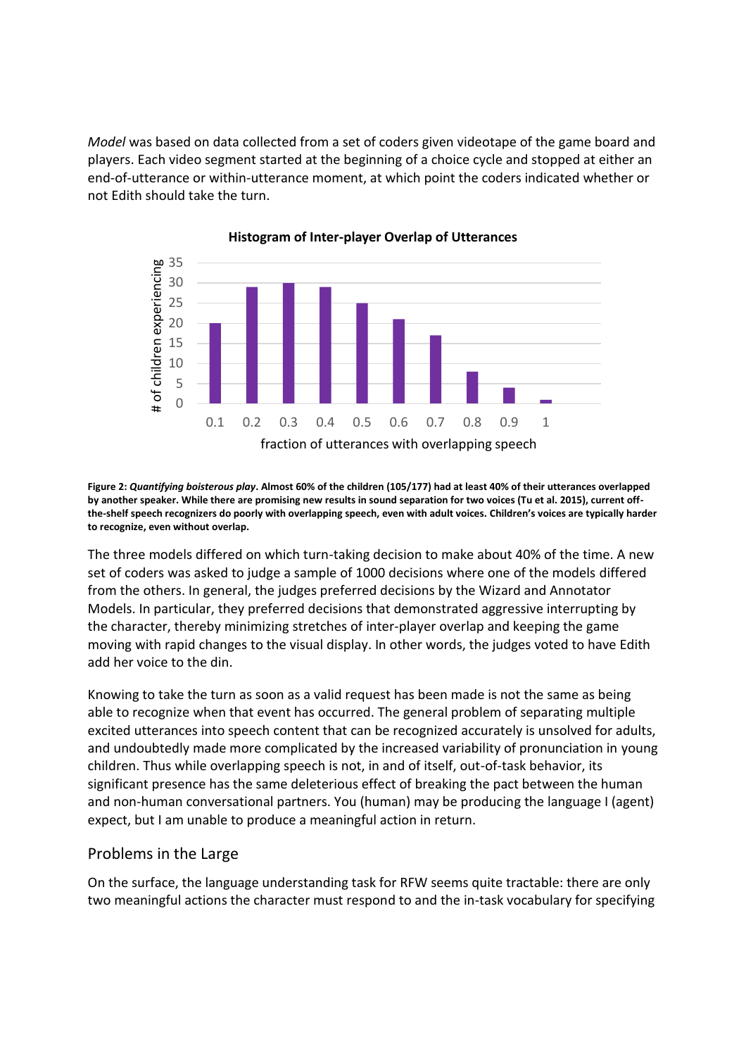*Model* was based on data collected from a set of coders given videotape of the game board and players. Each video segment started at the beginning of a choice cycle and stopped at either an end-of-utterance or within-utterance moment, at which point the coders indicated whether or not Edith should take the turn.

**Figure 2: *Quantifying boisterous play*. Almost 60% of the children (105/177) had at least 40% of their utterances overlapped by another speaker. While there are promising new results in sound separation for two voices (Tu et al. 2015), current off-the-shelf speech recognizers do poorly with overlapping speech, even with adult voices. Children's voices are typically harder to recognize, even without overlap.**

The three models differed on which turn-taking decision to make about 40% of the time. A new set of coders was asked to judge a sample of 1000 decisions where one of the models differed from the others. In general, the judges preferred decisions by the Wizard and Annotator Models. In particular, they preferred decisions that demonstrated aggressive interrupting by the character, thereby minimizing stretches of inter-player overlap and keeping the game moving with rapid changes to the visual display. In other words, the judges voted to have Edith add her voice to the din.

Knowing to take the turn as soon as a valid request has been made is not the same as being able to recognize when that event has occurred. The general problem of separating multiple excited utterances into speech content that can be recognized accurately is unsolved for adults, and undoubtedly made more complicated by the increased variability of pronunciation in young children. Thus while overlapping speech is not, in and of itself, out-of-task behavior, its significant presence has the same deleterious effect of breaking the pact between the human and non-human conversational partners. You (human) may be producing the language I (agent) expect, but I am unable to produce a meaningful action in return.

## Problems in the Large

On the surface, the language understanding task for RFW seems quite tractable: there are only two meaningful actions the character must respond to and the in-task vocabulary for specifying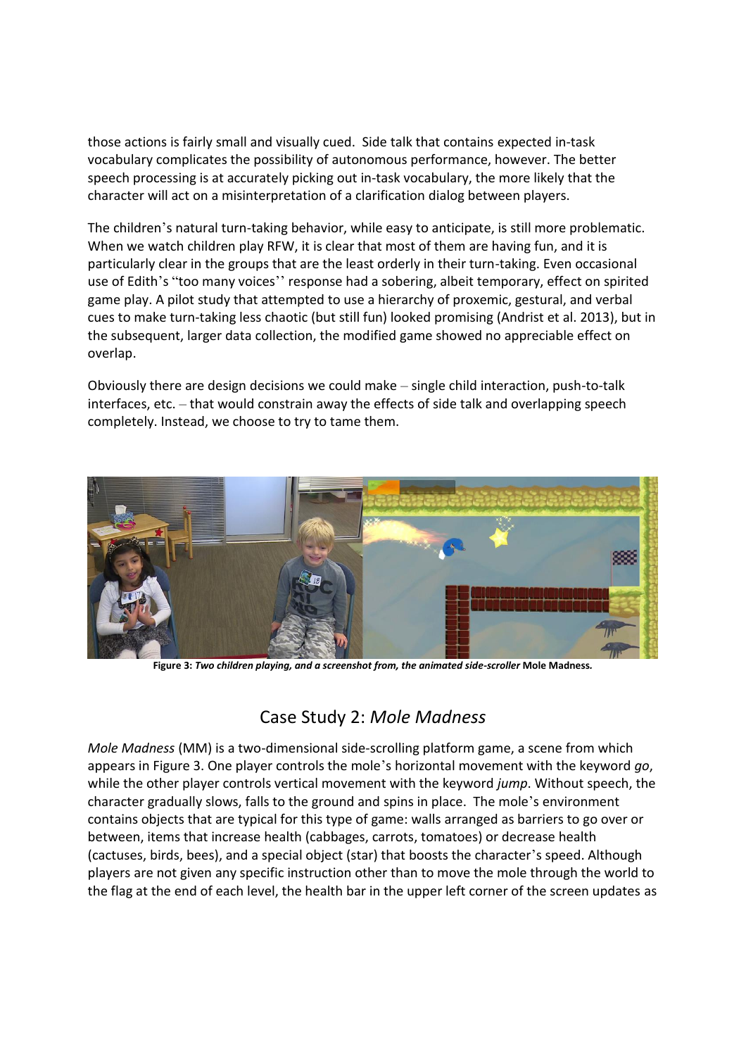those actions is fairly small and visually cued. Side talk that contains expected in-task vocabulary complicates the possibility of autonomous performance, however. The better speech processing is at accurately picking out in-task vocabulary, the more likely that the character will act on a misinterpretation of a clarification dialog between players.

The children's natural turn-taking behavior, while easy to anticipate, is still more problematic. When we watch children play RFW, it is clear that most of them are having fun, and it is particularly clear in the groups that are the least orderly in their turn-taking. Even occasional use of Edith's "too many voices'' response had a sobering, albeit temporary, effect on spirited game play. A pilot study that attempted to use a hierarchy of proxemic, gestural, and verbal cues to make turn-taking less chaotic (but still fun) looked promising (Andrist et al. 2013), but in the subsequent, larger data collection, the modified game showed no appreciable effect on overlap.

Obviously there are design decisions we could make – single child interaction, push-to-talk interfaces, etc. – that would constrain away the effects of side talk and overlapping speech completely. Instead, we choose to try to tame them.

**Figure 3:** ***Two children playing, and a screenshot from, the animated side-scroller*** **Mole Madness.**

## Case Study 2: *Mole Madness*

*Mole Madness* (MM) is a two-dimensional side-scrolling platform game, a scene from which appears in Figure 3. One player controls the mole's horizontal movement with the keyword *go*, while the other player controls vertical movement with the keyword *jump*. Without speech, the character gradually slows, falls to the ground and spins in place. The mole's environment contains objects that are typical for this type of game: walls arranged as barriers to go over or between, items that increase health (cabbages, carrots, tomatoes) or decrease health (cactuses, birds, bees), and a special object (star) that boosts the character's speed. Although players are not given any specific instruction other than to move the mole through the world to the flag at the end of each level, the health bar in the upper left corner of the screen updates as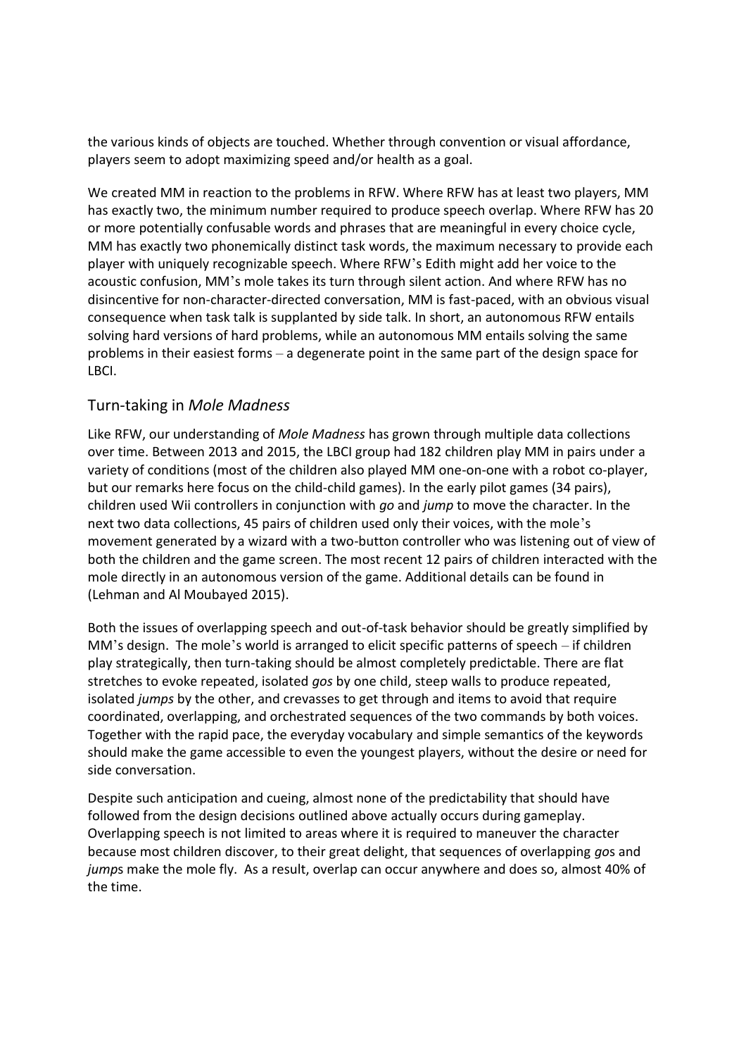the various kinds of objects are touched. Whether through convention or visual affordance, players seem to adopt maximizing speed and/or health as a goal.

We created MM in reaction to the problems in RFW. Where RFW has at least two players, MM has exactly two, the minimum number required to produce speech overlap. Where RFW has 20 or more potentially confusable words and phrases that are meaningful in every choice cycle, MM has exactly two phonemically distinct task words, the maximum necessary to provide each player with uniquely recognizable speech. Where RFW's Edith might add her voice to the acoustic confusion, MM's mole takes its turn through silent action. And where RFW has no disincentive for non-character-directed conversation, MM is fast-paced, with an obvious visual consequence when task talk is supplanted by side talk. In short, an autonomous RFW entails solving hard versions of hard problems, while an autonomous MM entails solving the same problems in their easiest forms – a degenerate point in the same part of the design space for LBCI.

## Turn-taking in *Mole Madness*

Like RFW, our understanding of *Mole Madness* has grown through multiple data collections over time. Between 2013 and 2015, the LBCI group had 182 children play MM in pairs under a variety of conditions (most of the children also played MM one-on-one with a robot co-player, but our remarks here focus on the child-child games). In the early pilot games (34 pairs), children used Wii controllers in conjunction with *go* and *jump* to move the character. In the next two data collections, 45 pairs of children used only their voices, with the mole's movement generated by a wizard with a two-button controller who was listening out of view of both the children and the game screen. The most recent 12 pairs of children interacted with the mole directly in an autonomous version of the game. Additional details can be found in (Lehman and Al Moubayed 2015).

Both the issues of overlapping speech and out-of-task behavior should be greatly simplified by MM's design. The mole's world is arranged to elicit specific patterns of speech – if children play strategically, then turn-taking should be almost completely predictable. There are flat stretches to evoke repeated, isolated *gos* by one child, steep walls to produce repeated, isolated *jumps* by the other, and crevasses to get through and items to avoid that require coordinated, overlapping, and orchestrated sequences of the two commands by both voices. Together with the rapid pace, the everyday vocabulary and simple semantics of the keywords should make the game accessible to even the youngest players, without the desire or need for side conversation.

Despite such anticipation and cueing, almost none of the predictability that should have followed from the design decisions outlined above actually occurs during gameplay. Overlapping speech is not limited to areas where it is required to maneuver the character because most children discover, to their great delight, that sequences of overlapping *go*s and *jump*s make the mole fly. As a result, overlap can occur anywhere and does so, almost 40% of the time.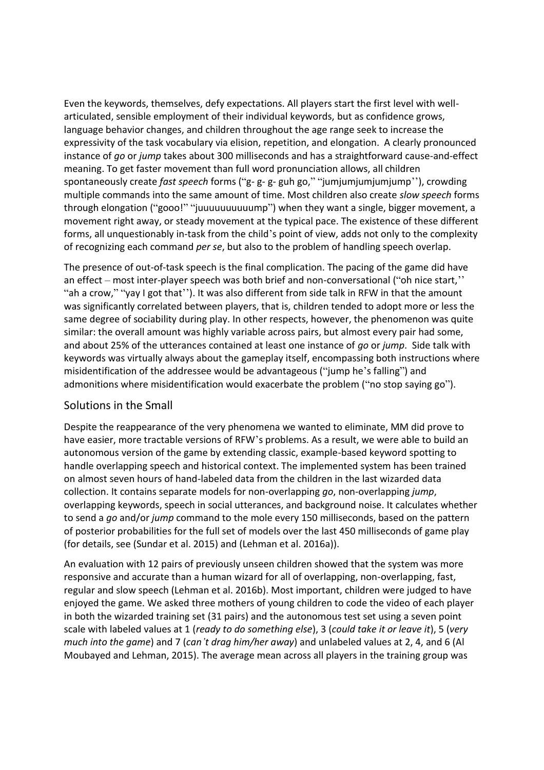Even the keywords, themselves, defy expectations. All players start the first level with well-articulated, sensible employment of their individual keywords, but as confidence grows, language behavior changes, and children throughout the age range seek to increase the expressivity of the task vocabulary via elision, repetition, and elongation. A clearly pronounced instance of *go* or *jump* takes about 300 milliseconds and has a straightforward cause-and-effect meaning. To get faster movement than full word pronunciation allows, all children spontaneously create *fast speech* forms ("g- g- g- guh go," "jumjumjumjumjump''), crowding multiple commands into the same amount of time. Most children also create *slow speech* forms through elongation ("gooo!" "juuuuuuuuuump") when they want a single, bigger movement, a movement right away, or steady movement at the typical pace. The existence of these different forms, all unquestionably in-task from the child's point of view, adds not only to the complexity of recognizing each command *per se*, but also to the problem of handling speech overlap.

The presence of out-of-task speech is the final complication. The pacing of the game did have an effect – most inter-player speech was both brief and non-conversational ("oh nice start,'' "ah a crow," "yay I got that''). It was also different from side talk in RFW in that the amount was significantly correlated between players, that is, children tended to adopt more or less the same degree of sociability during play. In other respects, however, the phenomenon was quite similar: the overall amount was highly variable across pairs, but almost every pair had some, and about 25% of the utterances contained at least one instance of *go* or *jump*. Side talk with keywords was virtually always about the gameplay itself, encompassing both instructions where misidentification of the addressee would be advantageous ("jump he's falling") and admonitions where misidentification would exacerbate the problem ("no stop saying go").

## Solutions in the Small

Despite the reappearance of the very phenomena we wanted to eliminate, MM did prove to have easier, more tractable versions of RFW's problems. As a result, we were able to build an autonomous version of the game by extending classic, example-based keyword spotting to handle overlapping speech and historical context. The implemented system has been trained on almost seven hours of hand-labeled data from the children in the last wizarded data collection. It contains separate models for non-overlapping *go*, non-overlapping *jump*, overlapping keywords, speech in social utterances, and background noise. It calculates whether to send a *go* and/or *jump* command to the mole every 150 milliseconds, based on the pattern of posterior probabilities for the full set of models over the last 450 milliseconds of game play (for details, see (Sundar et al. 2015) and (Lehman et al. 2016a)).

An evaluation with 12 pairs of previously unseen children showed that the system was more responsive and accurate than a human wizard for all of overlapping, non-overlapping, fast, regular and slow speech (Lehman et al. 2016b). Most important, children were judged to have enjoyed the game. We asked three mothers of young children to code the video of each player in both the wizarded training set (31 pairs) and the autonomous test set using a seven point scale with labeled values at 1 (*ready to do something else*), 3 (*could take it or leave it*), 5 (*very much into the game*) and 7 (*can't drag him/her away*) and unlabeled values at 2, 4, and 6 (Al Moubayed and Lehman, 2015). The average mean across all players in the training group was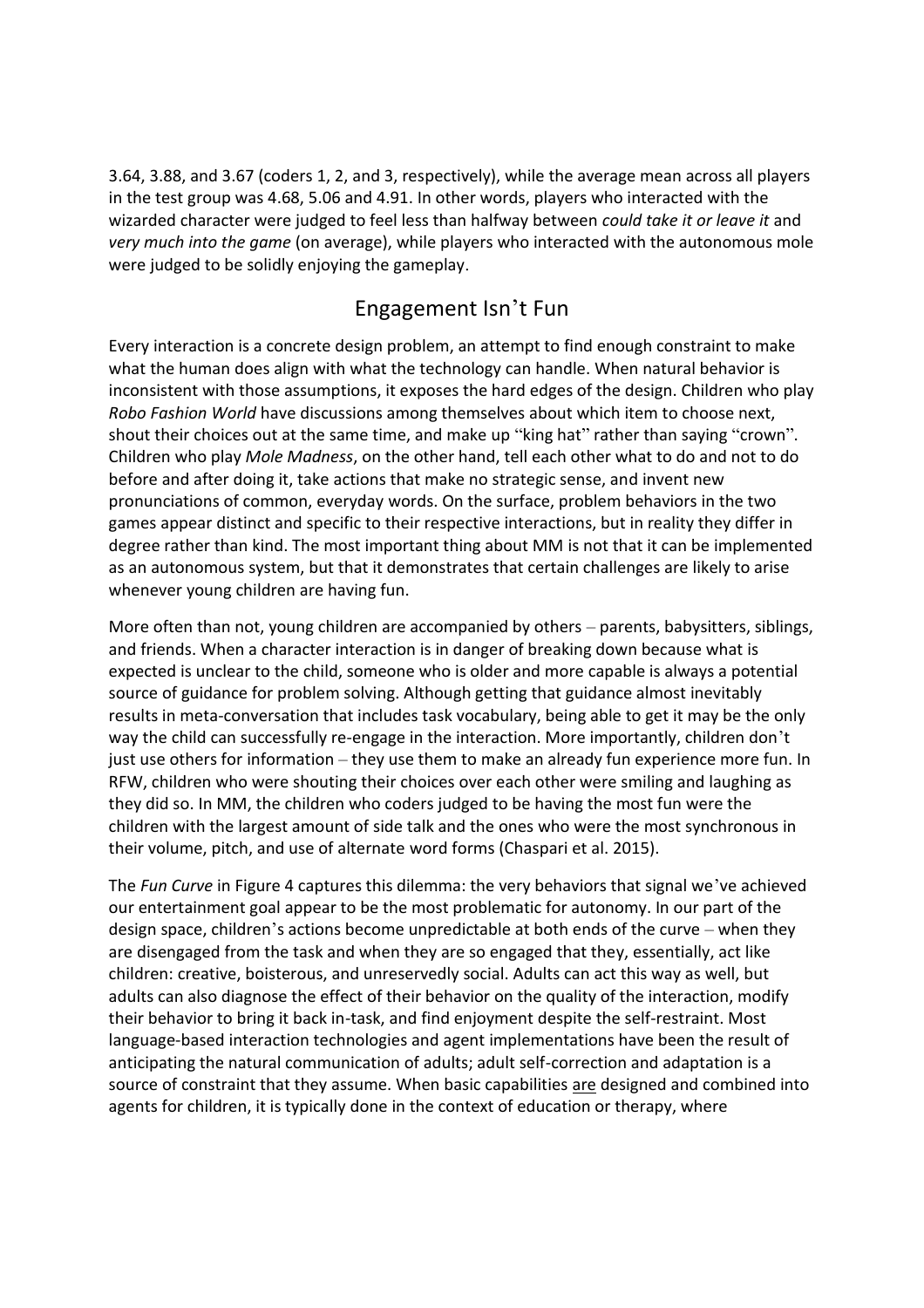3.64, 3.88, and 3.67 (coders 1, 2, and 3, respectively), while the average mean across all players in the test group was 4.68, 5.06 and 4.91. In other words, players who interacted with the wizarded character were judged to feel less than halfway between *could take it or leave it* and *very much into the game* (on average), while players who interacted with the autonomous mole were judged to be solidly enjoying the gameplay.

## Engagement Isn't Fun

Every interaction is a concrete design problem, an attempt to find enough constraint to make what the human does align with what the technology can handle. When natural behavior is inconsistent with those assumptions, it exposes the hard edges of the design. Children who play *Robo Fashion World* have discussions among themselves about which item to choose next, shout their choices out at the same time, and make up "king hat" rather than saying "crown". Children who play *Mole Madness*, on the other hand, tell each other what to do and not to do before and after doing it, take actions that make no strategic sense, and invent new pronunciations of common, everyday words. On the surface, problem behaviors in the two games appear distinct and specific to their respective interactions, but in reality they differ in degree rather than kind. The most important thing about MM is not that it can be implemented as an autonomous system, but that it demonstrates that certain challenges are likely to arise whenever young children are having fun.

More often than not, young children are accompanied by others – parents, babysitters, siblings, and friends. When a character interaction is in danger of breaking down because what is expected is unclear to the child, someone who is older and more capable is always a potential source of guidance for problem solving. Although getting that guidance almost inevitably results in meta-conversation that includes task vocabulary, being able to get it may be the only way the child can successfully re-engage in the interaction. More importantly, children don't just use others for information – they use them to make an already fun experience more fun. In RFW, children who were shouting their choices over each other were smiling and laughing as they did so. In MM, the children who coders judged to be having the most fun were the children with the largest amount of side talk and the ones who were the most synchronous in their volume, pitch, and use of alternate word forms (Chaspari et al. 2015).

The *Fun Curve* in Figure 4 captures this dilemma: the very behaviors that signal we've achieved our entertainment goal appear to be the most problematic for autonomy. In our part of the design space, children's actions become unpredictable at both ends of the curve – when they are disengaged from the task and when they are so engaged that they, essentially, act like children: creative, boisterous, and unreservedly social. Adults can act this way as well, but adults can also diagnose the effect of their behavior on the quality of the interaction, modify their behavior to bring it back in-task, and find enjoyment despite the self-restraint. Most language-based interaction technologies and agent implementations have been the result of anticipating the natural communication of adults; adult self-correction and adaptation is a source of constraint that they assume. When basic capabilities <u>are</u> designed and combined into agents for children, it is typically done in the context of education or therapy, where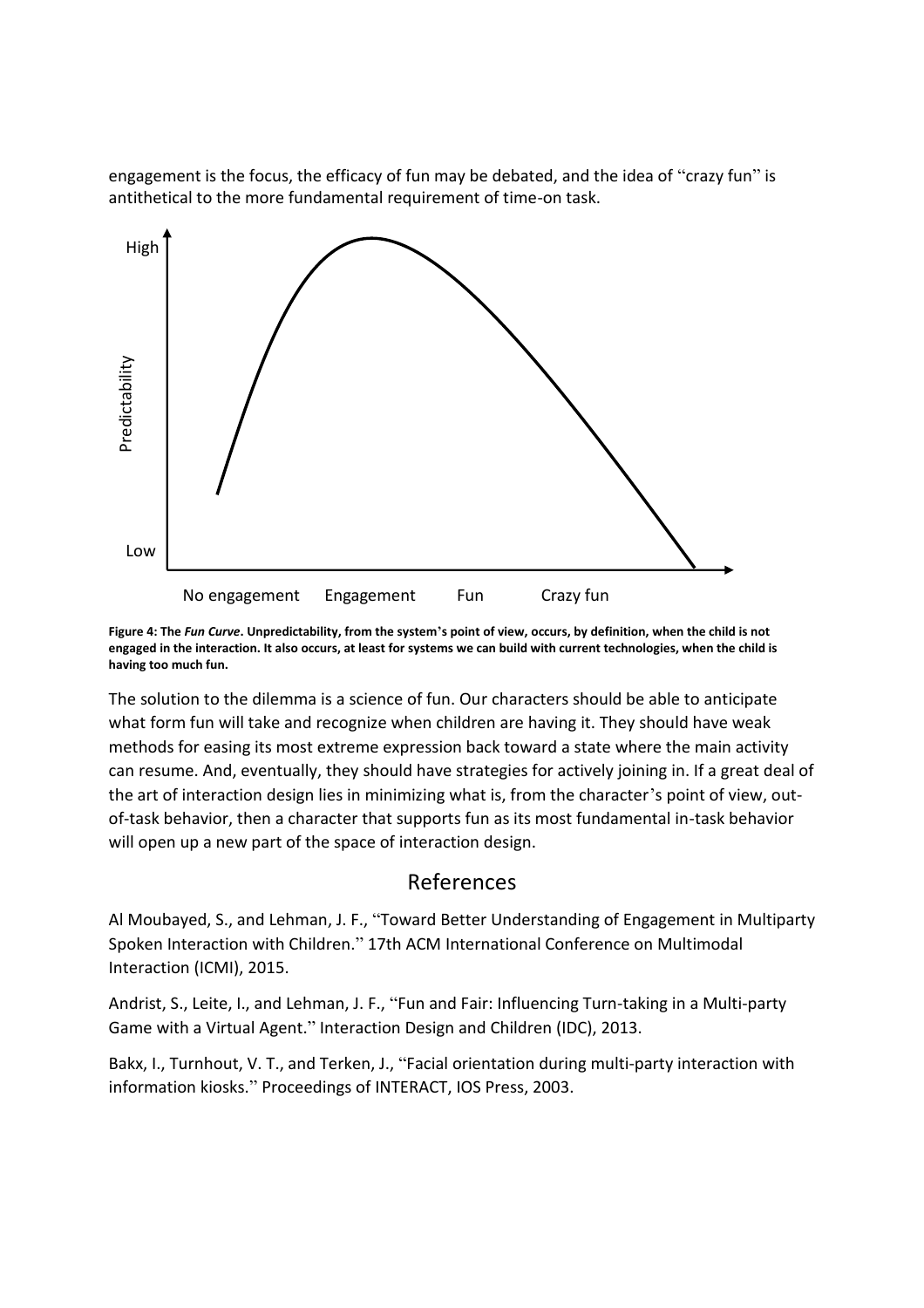engagement is the focus, the efficacy of fun may be debated, and the idea of "crazy fun" is antithetical to the more fundamental requirement of time-on task.

**Figure 4: The *Fun Curve*. Unpredictability, from the system's point of view, occurs, by definition, when the child is not engaged in the interaction. It also occurs, at least for systems we can build with current technologies, when the child is having too much fun.**

The solution to the dilemma is a science of fun. Our characters should be able to anticipate what form fun will take and recognize when children are having it. They should have weak methods for easing its most extreme expression back toward a state where the main activity can resume. And, eventually, they should have strategies for actively joining in. If a great deal of the art of interaction design lies in minimizing what is, from the character's point of view, out-of-task behavior, then a character that supports fun as its most fundamental in-task behavior will open up a new part of the space of interaction design.

## References

Al Moubayed, S., and Lehman, J. F., "Toward Better Understanding of Engagement in Multiparty Spoken Interaction with Children." 17th ACM International Conference on Multimodal Interaction (ICMI), 2015.

Andrist, S., Leite, I., and Lehman, J. F., "Fun and Fair: Influencing Turn-taking in a Multi-party Game with a Virtual Agent." Interaction Design and Children (IDC), 2013.

Bakx, I., Turnhout, V. T., and Terken, J., "Facial orientation during multi-party interaction with information kiosks." Proceedings of INTERACT, IOS Press, 2003.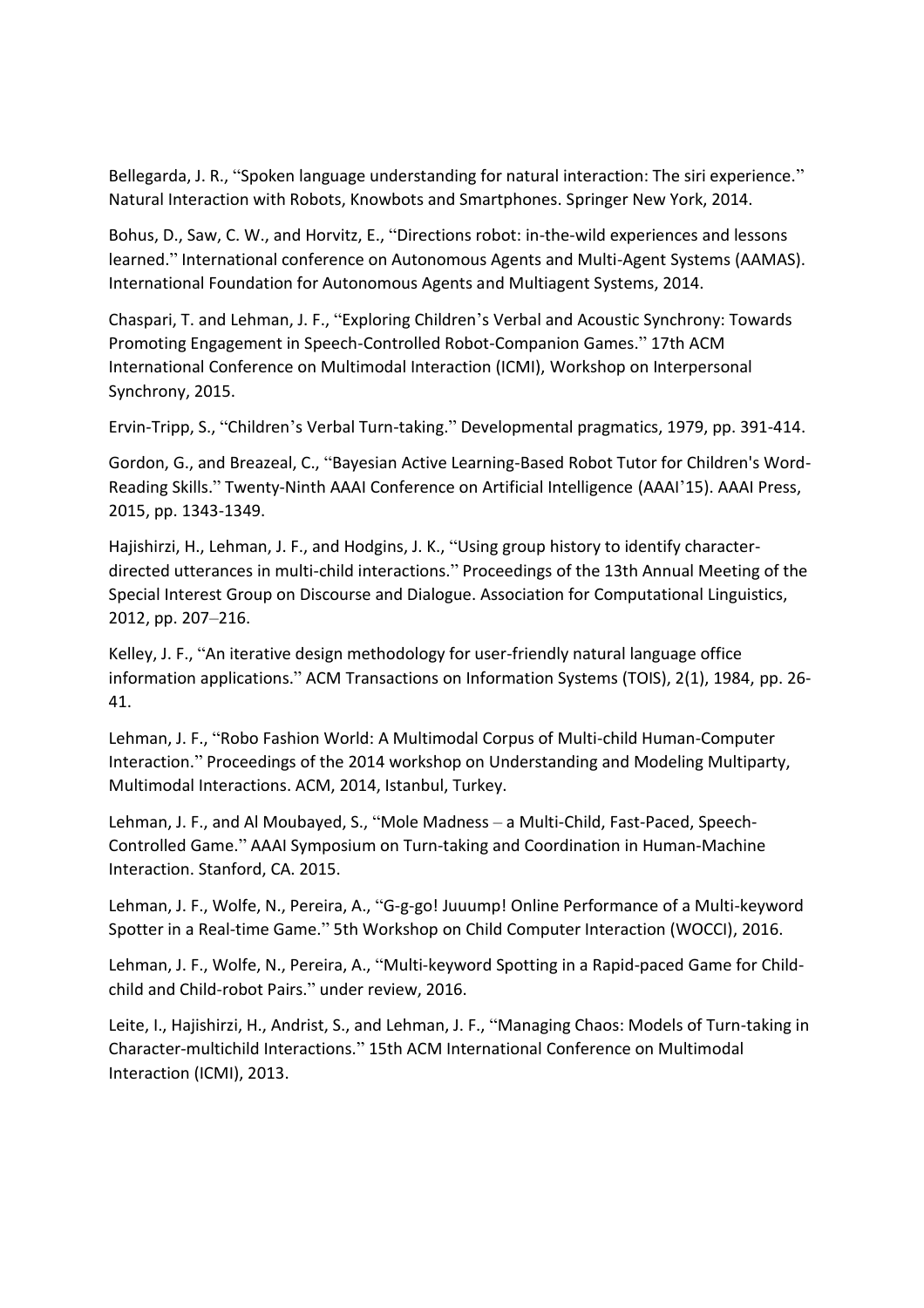Bellegarda, J. R., "Spoken language understanding for natural interaction: The siri experience." Natural Interaction with Robots, Knowbots and Smartphones. Springer New York, 2014.

Bohus, D., Saw, C. W., and Horvitz, E., "Directions robot: in-the-wild experiences and lessons learned." International conference on Autonomous Agents and Multi-Agent Systems (AAMAS). International Foundation for Autonomous Agents and Multiagent Systems, 2014.

Chaspari, T. and Lehman, J. F., "Exploring Children's Verbal and Acoustic Synchrony: Towards Promoting Engagement in Speech-Controlled Robot-Companion Games." 17th ACM International Conference on Multimodal Interaction (ICMI), Workshop on Interpersonal Synchrony, 2015.

Ervin-Tripp, S., "Children's Verbal Turn-taking." Developmental pragmatics, 1979, pp. 391-414.

Gordon, G., and Breazeal, C., "Bayesian Active Learning-Based Robot Tutor for Children's Word-Reading Skills." Twenty-Ninth AAAI Conference on Artificial Intelligence (AAAI'15). AAAI Press, 2015, pp. 1343-1349.

Hajishirzi, H., Lehman, J. F., and Hodgins, J. K., "Using group history to identify character-directed utterances in multi-child interactions." Proceedings of the 13th Annual Meeting of the Special Interest Group on Discourse and Dialogue. Association for Computational Linguistics, 2012, pp. 207–216.

Kelley, J. F., "An iterative design methodology for user-friendly natural language office information applications." ACM Transactions on Information Systems (TOIS), 2(1), 1984, pp. 26-41.

Lehman, J. F., "Robo Fashion World: A Multimodal Corpus of Multi-child Human-Computer Interaction." Proceedings of the 2014 workshop on Understanding and Modeling Multiparty, Multimodal Interactions. ACM, 2014, Istanbul, Turkey.

Lehman, J. F., and Al Moubayed, S., "Mole Madness – a Multi-Child, Fast-Paced, Speech-Controlled Game." AAAI Symposium on Turn-taking and Coordination in Human-Machine Interaction. Stanford, CA. 2015.

Lehman, J. F., Wolfe, N., Pereira, A., "G-g-go! Juuump! Online Performance of a Multi-keyword Spotter in a Real-time Game." 5th Workshop on Child Computer Interaction (WOCCI), 2016.

Lehman, J. F., Wolfe, N., Pereira, A., "Multi-keyword Spotting in a Rapid-paced Game for Child-child and Child-robot Pairs." under review, 2016.

Leite, I., Hajishirzi, H., Andrist, S., and Lehman, J. F., "Managing Chaos: Models of Turn-taking in Character-multichild Interactions." 15th ACM International Conference on Multimodal Interaction (ICMI), 2013.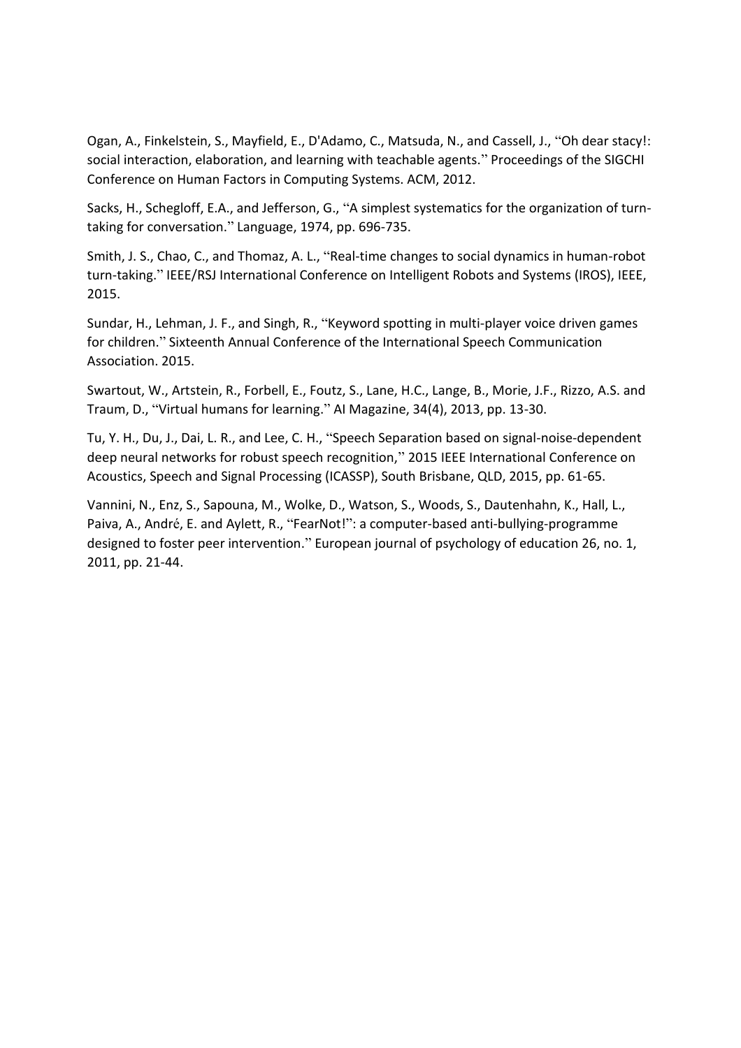Ogan, A., Finkelstein, S., Mayfield, E., D'Adamo, C., Matsuda, N., and Cassell, J., "Oh dear stacy!: social interaction, elaboration, and learning with teachable agents." Proceedings of the SIGCHI Conference on Human Factors in Computing Systems. ACM, 2012.

Sacks, H., Schegloff, E.A., and Jefferson, G., "A simplest systematics for the organization of turn-taking for conversation." Language, 1974, pp. 696-735.

Smith, J. S., Chao, C., and Thomaz, A. L., "Real-time changes to social dynamics in human-robot turn-taking." IEEE/RSJ International Conference on Intelligent Robots and Systems (IROS), IEEE, 2015.

Sundar, H., Lehman, J. F., and Singh, R., "Keyword spotting in multi-player voice driven games for children." Sixteenth Annual Conference of the International Speech Communication Association. 2015.

Swartout, W., Artstein, R., Forbell, E., Foutz, S., Lane, H.C., Lange, B., Morie, J.F., Rizzo, A.S. and Traum, D., "Virtual humans for learning." AI Magazine, 34(4), 2013, pp. 13-30.

Tu, Y. H., Du, J., Dai, L. R., and Lee, C. H., "Speech Separation based on signal-noise-dependent deep neural networks for robust speech recognition," 2015 IEEE International Conference on Acoustics, Speech and Signal Processing (ICASSP), South Brisbane, QLD, 2015, pp. 61-65.

Vannini, N., Enz, S., Sapouna, M., Wolke, D., Watson, S., Woods, S., Dautenhahn, K., Hall, L., Paiva, A., André, E. and Aylett, R., "FearNot!": a computer-based anti-bullying-programme designed to foster peer intervention." European journal of psychology of education 26, no. 1, 2011, pp. 21-44.